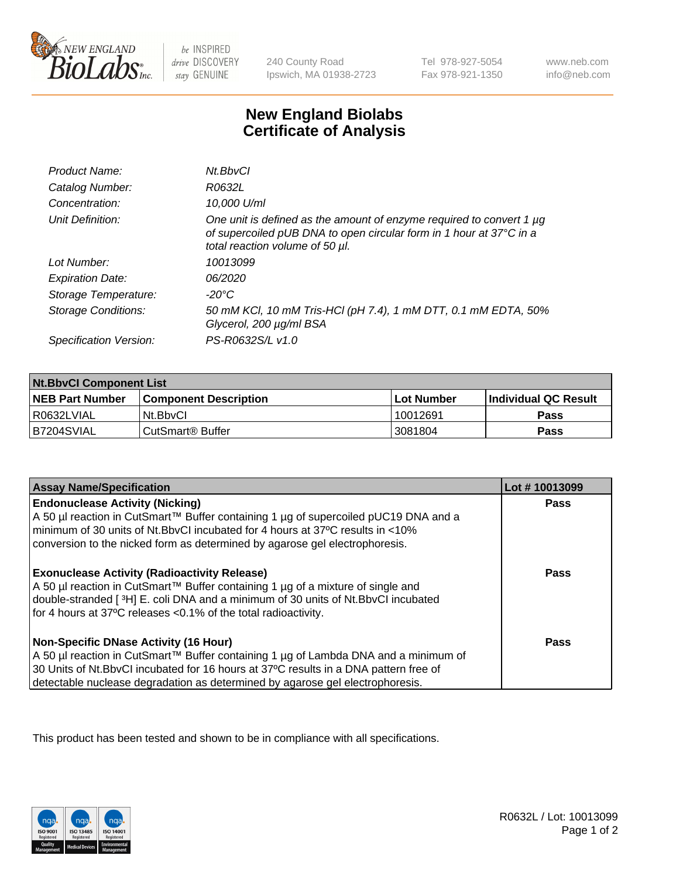New England BioLabs Inc. — be INSPIRED drive DISCOVERY stay GENUINE

240 County Road
Ipswich, MA 01938-2723

Tel 978-927-5054
Fax 978-921-1350

www.neb.com
info@neb.com

# New England Biolabs
# Certificate of Analysis

| | |
|---|---|
| *Product Name:* | *Nt.BbvCI* |
| *Catalog Number:* | *R0632L* |
| *Concentration:* | *10,000 U/ml* |
| *Unit Definition:* | *One unit is defined as the amount of enzyme required to convert 1 µg of supercoiled pUB DNA to open circular form in 1 hour at 37°C in a total reaction volume of 50 µl.* |
| *Lot Number:* | *10013099* |
| *Expiration Date:* | *06/2020* |
| *Storage Temperature:* | *-20°C* |
| *Storage Conditions:* | *50 mM KCl, 10 mM Tris-HCl (pH 7.4), 1 mM DTT, 0.1 mM EDTA, 50% Glycerol, 200 µg/ml BSA* |
| *Specification Version:* | *PS-R0632S/L v1.0* |

| **Nt.BbvCI Component List** | | | |
|---|---|---|---|
| **NEB Part Number** | **Component Description** | **Lot Number** | **Individual QC Result** |
| R0632LVIAL | Nt.BbvCI | 10012691 | **Pass** |
| B7204SVIAL | CutSmart® Buffer | 3081804 | **Pass** |

| **Assay Name/Specification** | **Lot # 10013099** |
|---|---|
| **Endonuclease Activity (Nicking)** A 50 µl reaction in CutSmart™ Buffer containing 1 µg of supercoiled pUC19 DNA and a minimum of 30 units of Nt.BbvCI incubated for 4 hours at 37ºC results in <10% conversion to the nicked form as determined by agarose gel electrophoresis. | **Pass** |
| **Exonuclease Activity (Radioactivity Release)** A 50 µl reaction in CutSmart™ Buffer containing 1 µg of a mixture of single and double-stranded [ $^3$H] E. coli DNA and a minimum of 30 units of Nt.BbvCI incubated for 4 hours at 37ºC releases <0.1% of the total radioactivity. | **Pass** |
| **Non-Specific DNase Activity (16 Hour)** A 50 µl reaction in CutSmart™ Buffer containing 1 µg of Lambda DNA and a minimum of 30 Units of Nt.BbvCI incubated for 16 hours at 37ºC results in a DNA pattern free of detectable nuclease degradation as determined by agarose gel electrophoresis. | **Pass** |

This product has been tested and shown to be in compliance with all specifications.

R0632L / Lot: 10013099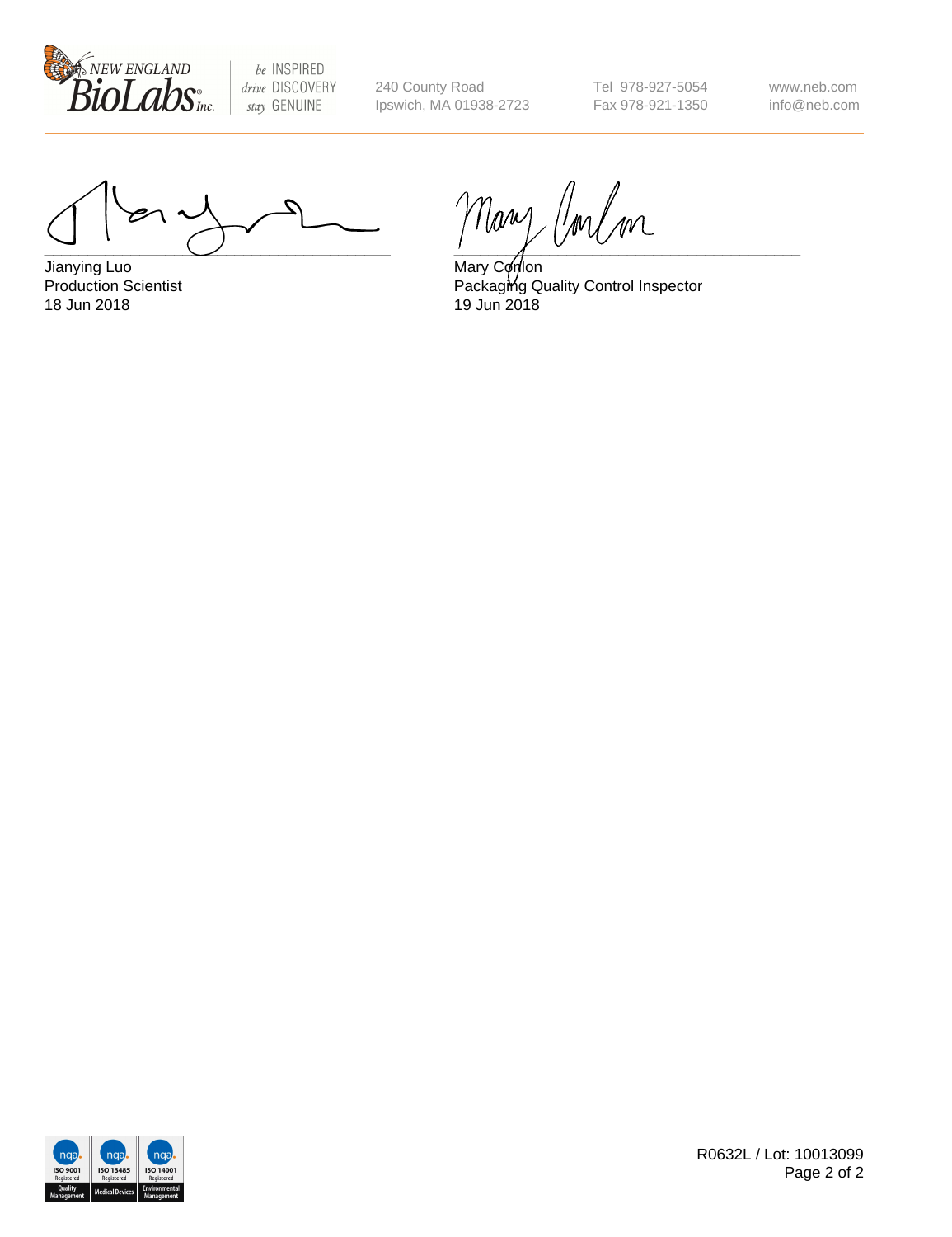Jianying Luo
Production Scientist
18 Jun 2018

Mary Conlon
Packaging Quality Control Inspector
19 Jun 2018

R0632L / Lot: 10013099